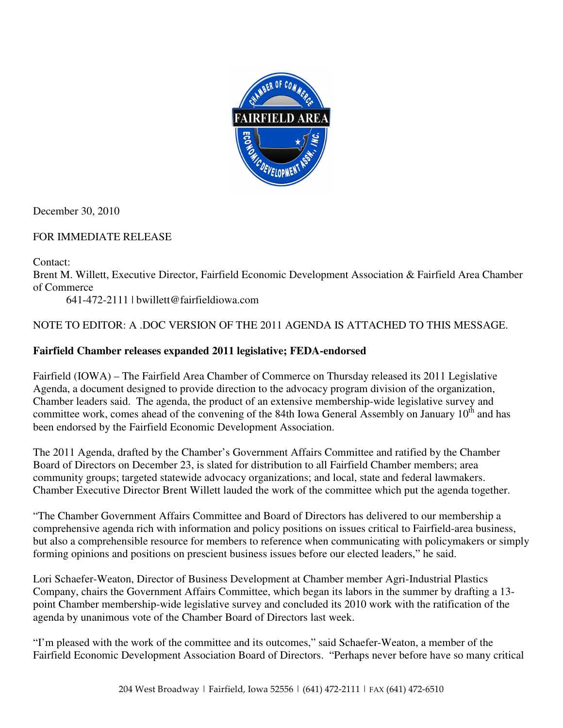December 30, 2010

FOR IMMEDIATE RELEASE

Contact:
Brent M. Willett, Executive Director, Fairfield Economic Development Association & Fairfield Area Chamber of Commerce
641-472-2111 | bwillett@fairfieldiowa.com

NOTE TO EDITOR: A .DOC VERSION OF THE 2011 AGENDA IS ATTACHED TO THIS MESSAGE.

**Fairfield Chamber releases expanded 2011 legislative; FEDA-endorsed**

Fairfield (IOWA) – The Fairfield Area Chamber of Commerce on Thursday released its 2011 Legislative Agenda, a document designed to provide direction to the advocacy program division of the organization, Chamber leaders said. The agenda, the product of an extensive membership-wide legislative survey and committee work, comes ahead of the convening of the 84th Iowa General Assembly on January 10th and has been endorsed by the Fairfield Economic Development Association.

The 2011 Agenda, drafted by the Chamber's Government Affairs Committee and ratified by the Chamber Board of Directors on December 23, is slated for distribution to all Fairfield Chamber members; area community groups; targeted statewide advocacy organizations; and local, state and federal lawmakers. Chamber Executive Director Brent Willett lauded the work of the committee which put the agenda together.

"The Chamber Government Affairs Committee and Board of Directors has delivered to our membership a comprehensive agenda rich with information and policy positions on issues critical to Fairfield-area business, but also a comprehensible resource for members to reference when communicating with policymakers or simply forming opinions and positions on prescient business issues before our elected leaders," he said.

Lori Schaefer-Weaton, Director of Business Development at Chamber member Agri-Industrial Plastics Company, chairs the Government Affairs Committee, which began its labors in the summer by drafting a 13-point Chamber membership-wide legislative survey and concluded its 2010 work with the ratification of the agenda by unanimous vote of the Chamber Board of Directors last week.

"I'm pleased with the work of the committee and its outcomes," said Schaefer-Weaton, a member of the Fairfield Economic Development Association Board of Directors. "Perhaps never before have so many critical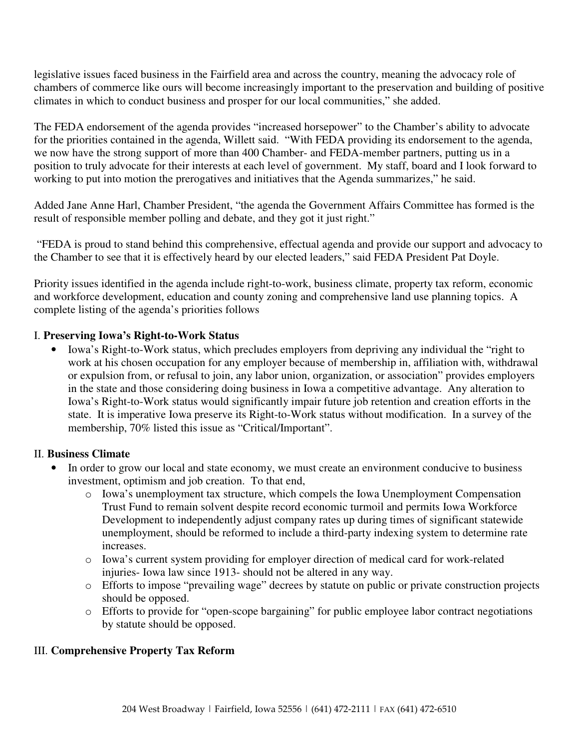legislative issues faced business in the Fairfield area and across the country, meaning the advocacy role of chambers of commerce like ours will become increasingly important to the preservation and building of positive climates in which to conduct business and prosper for our local communities," she added.

The FEDA endorsement of the agenda provides "increased horsepower" to the Chamber's ability to advocate for the priorities contained in the agenda, Willett said. "With FEDA providing its endorsement to the agenda, we now have the strong support of more than 400 Chamber- and FEDA-member partners, putting us in a position to truly advocate for their interests at each level of government. My staff, board and I look forward to working to put into motion the prerogatives and initiatives that the Agenda summarizes," he said.

Added Jane Anne Harl, Chamber President, "the agenda the Government Affairs Committee has formed is the result of responsible member polling and debate, and they got it just right."

"FEDA is proud to stand behind this comprehensive, effectual agenda and provide our support and advocacy to the Chamber to see that it is effectively heard by our elected leaders," said FEDA President Pat Doyle.

Priority issues identified in the agenda include right-to-work, business climate, property tax reform, economic and workforce development, education and county zoning and comprehensive land use planning topics. A complete listing of the agenda's priorities follows

I. **Preserving Iowa's Right-to-Work Status**

- Iowa's Right-to-Work status, which precludes employers from depriving any individual the "right to work at his chosen occupation for any employer because of membership in, affiliation with, withdrawal or expulsion from, or refusal to join, any labor union, organization, or association" provides employers in the state and those considering doing business in Iowa a competitive advantage. Any alteration to Iowa's Right-to-Work status would significantly impair future job retention and creation efforts in the state. It is imperative Iowa preserve its Right-to-Work status without modification. In a survey of the membership, 70% listed this issue as "Critical/Important".

II. **Business Climate**

- In order to grow our local and state economy, we must create an environment conducive to business investment, optimism and job creation. To that end,
  - Iowa's unemployment tax structure, which compels the Iowa Unemployment Compensation Trust Fund to remain solvent despite record economic turmoil and permits Iowa Workforce Development to independently adjust company rates up during times of significant statewide unemployment, should be reformed to include a third-party indexing system to determine rate increases.
  - Iowa's current system providing for employer direction of medical card for work-related injuries- Iowa law since 1913- should not be altered in any way.
  - Efforts to impose "prevailing wage" decrees by statute on public or private construction projects should be opposed.
  - Efforts to provide for "open-scope bargaining" for public employee labor contract negotiations by statute should be opposed.

III. **Comprehensive Property Tax Reform**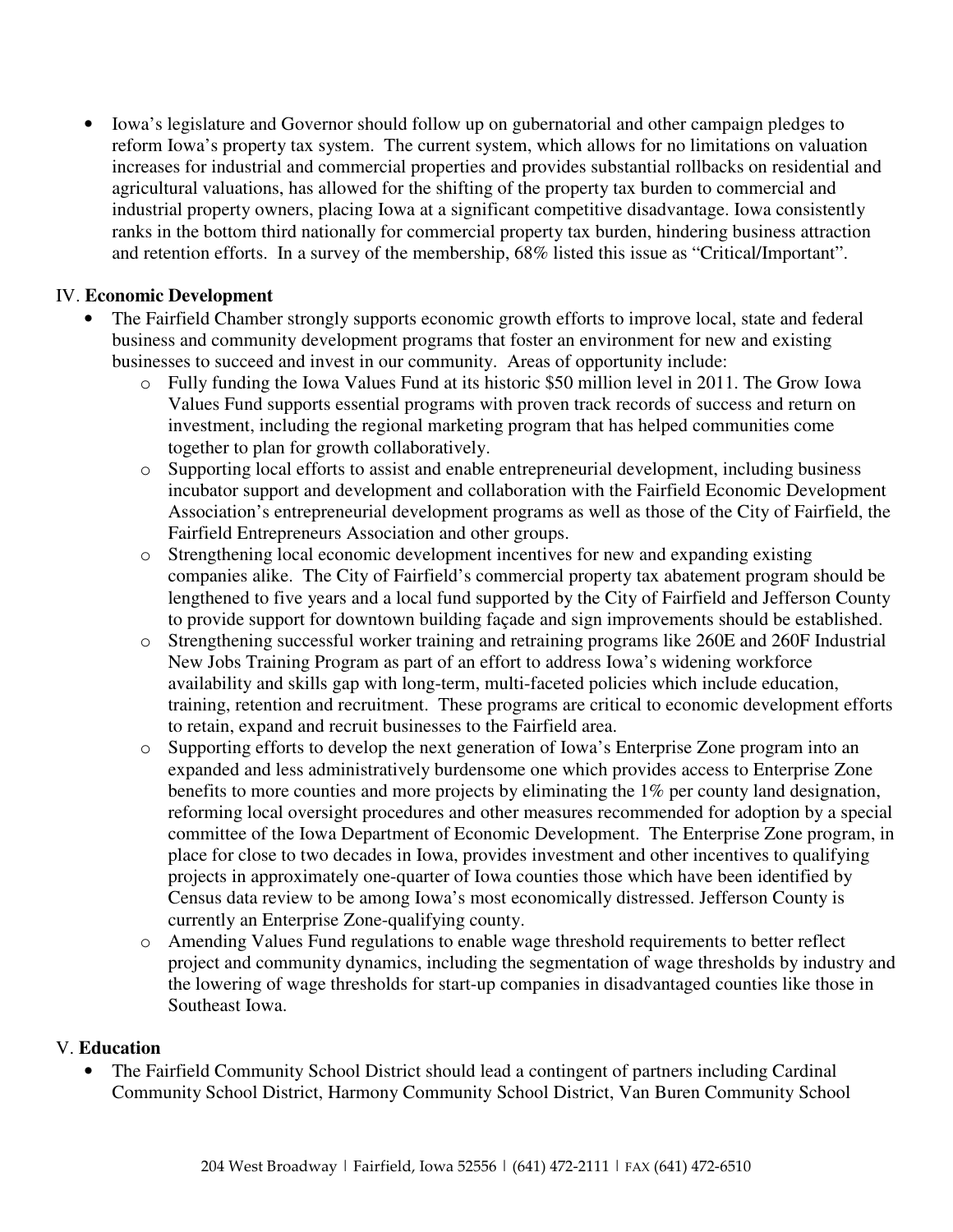- Iowa's legislature and Governor should follow up on gubernatorial and other campaign pledges to reform Iowa's property tax system. The current system, which allows for no limitations on valuation increases for industrial and commercial properties and provides substantial rollbacks on residential and agricultural valuations, has allowed for the shifting of the property tax burden to commercial and industrial property owners, placing Iowa at a significant competitive disadvantage. Iowa consistently ranks in the bottom third nationally for commercial property tax burden, hindering business attraction and retention efforts. In a survey of the membership, 68% listed this issue as "Critical/Important".

## IV. Economic Development

- The Fairfield Chamber strongly supports economic growth efforts to improve local, state and federal business and community development programs that foster an environment for new and existing businesses to succeed and invest in our community. Areas of opportunity include:
  - Fully funding the Iowa Values Fund at its historic $50 million level in 2011. The Grow Iowa Values Fund supports essential programs with proven track records of success and return on investment, including the regional marketing program that has helped communities come together to plan for growth collaboratively.
  - Supporting local efforts to assist and enable entrepreneurial development, including business incubator support and development and collaboration with the Fairfield Economic Development Association's entrepreneurial development programs as well as those of the City of Fairfield, the Fairfield Entrepreneurs Association and other groups.
  - Strengthening local economic development incentives for new and expanding existing companies alike. The City of Fairfield's commercial property tax abatement program should be lengthened to five years and a local fund supported by the City of Fairfield and Jefferson County to provide support for downtown building façade and sign improvements should be established.
  - Strengthening successful worker training and retraining programs like 260E and 260F Industrial New Jobs Training Program as part of an effort to address Iowa's widening workforce availability and skills gap with long-term, multi-faceted policies which include education, training, retention and recruitment. These programs are critical to economic development efforts to retain, expand and recruit businesses to the Fairfield area.
  - Supporting efforts to develop the next generation of Iowa's Enterprise Zone program into an expanded and less administratively burdensome one which provides access to Enterprise Zone benefits to more counties and more projects by eliminating the 1% per county land designation, reforming local oversight procedures and other measures recommended for adoption by a special committee of the Iowa Department of Economic Development. The Enterprise Zone program, in place for close to two decades in Iowa, provides investment and other incentives to qualifying projects in approximately one-quarter of Iowa counties those which have been identified by Census data review to be among Iowa's most economically distressed. Jefferson County is currently an Enterprise Zone-qualifying county.
  - Amending Values Fund regulations to enable wage threshold requirements to better reflect project and community dynamics, including the segmentation of wage thresholds by industry and the lowering of wage thresholds for start-up companies in disadvantaged counties like those in Southeast Iowa.

## V. Education

- The Fairfield Community School District should lead a contingent of partners including Cardinal Community School District, Harmony Community School District, Van Buren Community School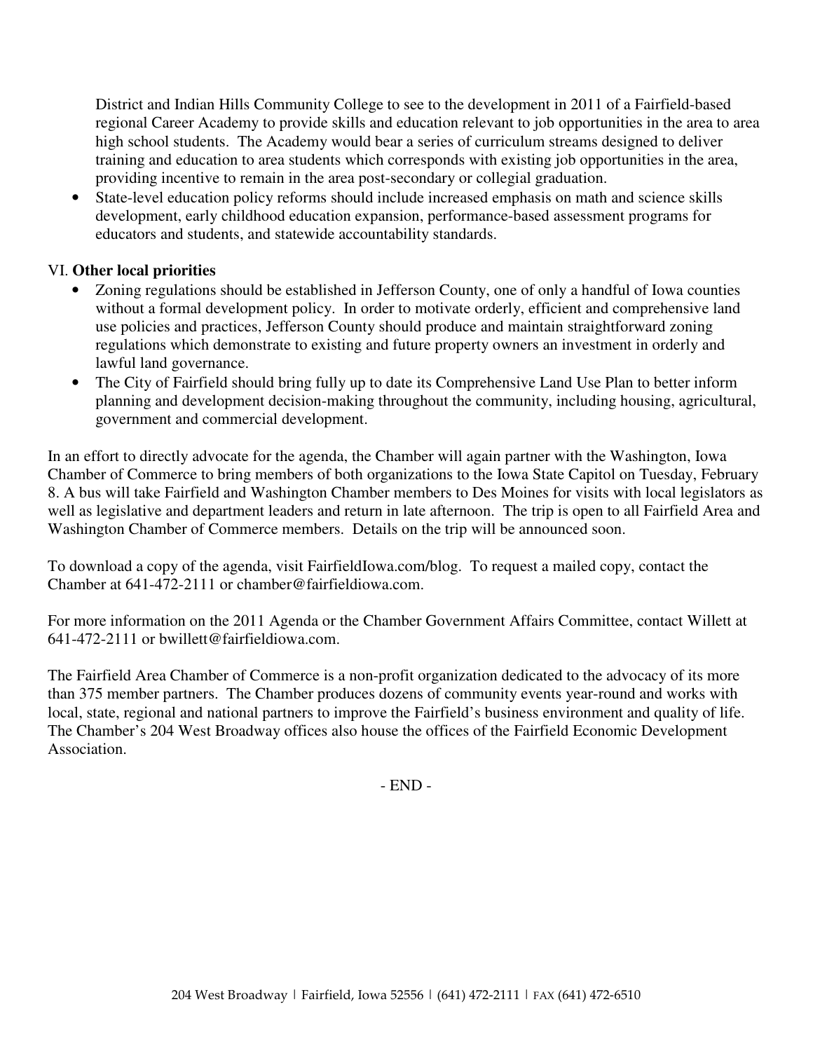District and Indian Hills Community College to see to the development in 2011 of a Fairfield-based regional Career Academy to provide skills and education relevant to job opportunities in the area to area high school students. The Academy would bear a series of curriculum streams designed to deliver training and education to area students which corresponds with existing job opportunities in the area, providing incentive to remain in the area post-secondary or collegial graduation.

- State-level education policy reforms should include increased emphasis on math and science skills development, early childhood education expansion, performance-based assessment programs for educators and students, and statewide accountability standards.

VI. **Other local priorities**

- Zoning regulations should be established in Jefferson County, one of only a handful of Iowa counties without a formal development policy. In order to motivate orderly, efficient and comprehensive land use policies and practices, Jefferson County should produce and maintain straightforward zoning regulations which demonstrate to existing and future property owners an investment in orderly and lawful land governance.
- The City of Fairfield should bring fully up to date its Comprehensive Land Use Plan to better inform planning and development decision-making throughout the community, including housing, agricultural, government and commercial development.

In an effort to directly advocate for the agenda, the Chamber will again partner with the Washington, Iowa Chamber of Commerce to bring members of both organizations to the Iowa State Capitol on Tuesday, February 8. A bus will take Fairfield and Washington Chamber members to Des Moines for visits with local legislators as well as legislative and department leaders and return in late afternoon. The trip is open to all Fairfield Area and Washington Chamber of Commerce members. Details on the trip will be announced soon.

To download a copy of the agenda, visit FairfieldIowa.com/blog. To request a mailed copy, contact the Chamber at 641-472-2111 or chamber@fairfieldiowa.com.

For more information on the 2011 Agenda or the Chamber Government Affairs Committee, contact Willett at 641-472-2111 or bwillett@fairfieldiowa.com.

The Fairfield Area Chamber of Commerce is a non-profit organization dedicated to the advocacy of its more than 375 member partners. The Chamber produces dozens of community events year-round and works with local, state, regional and national partners to improve the Fairfield's business environment and quality of life. The Chamber's 204 West Broadway offices also house the offices of the Fairfield Economic Development Association.

- END -